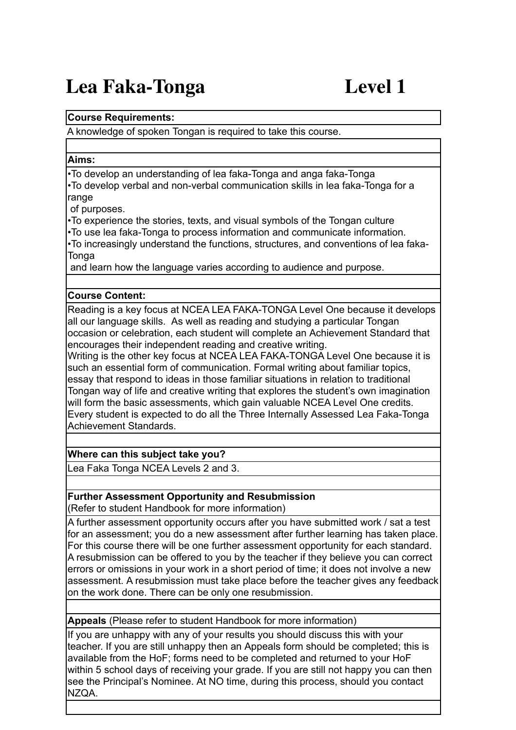# Lea Faka-Tonga Level 1

**Course Requirements:**

A knowledge of spoken Tongan is required to take this course.

**Aims:**

- To develop an understanding of lea faka-Tonga and anga faka-Tonga
- To develop verbal and non-verbal communication skills in lea faka-Tonga for a range of purposes.
- To experience the stories, texts, and visual symbols of the Tongan culture
- To use lea faka-Tonga to process information and communicate information.
- To increasingly understand the functions, structures, and conventions of lea faka-Tonga and learn how the language varies according to audience and purpose.

**Course Content:**

Reading is a key focus at NCEA LEA FAKA-TONGA Level One because it develops all our language skills. As well as reading and studying a particular Tongan occasion or celebration, each student will complete an Achievement Standard that encourages their independent reading and creative writing.
Writing is the other key focus at NCEA LEA FAKA-TONGA Level One because it is such an essential form of communication. Formal writing about familiar topics, essay that respond to ideas in those familiar situations in relation to traditional Tongan way of life and creative writing that explores the student's own imagination will form the basic assessments, which gain valuable NCEA Level One credits. Every student is expected to do all the Three Internally Assessed Lea Faka-Tonga Achievement Standards.

**Where can this subject take you?**

Lea Faka Tonga NCEA Levels 2 and 3.

**Further Assessment Opportunity and Resubmission**
(Refer to student Handbook for more information)

A further assessment opportunity occurs after you have submitted work / sat a test for an assessment; you do a new assessment after further learning has taken place. For this course there will be one further assessment opportunity for each standard. A resubmission can be offered to you by the teacher if they believe you can correct errors or omissions in your work in a short period of time; it does not involve a new assessment. A resubmission must take place before the teacher gives any feedback on the work done. There can be only one resubmission.

**Appeals** (Please refer to student Handbook for more information)

If you are unhappy with any of your results you should discuss this with your teacher. If you are still unhappy then an Appeals form should be completed; this is available from the HoF; forms need to be completed and returned to your HoF within 5 school days of receiving your grade. If you are still not happy you can then see the Principal's Nominee. At NO time, during this process, should you contact NZQA.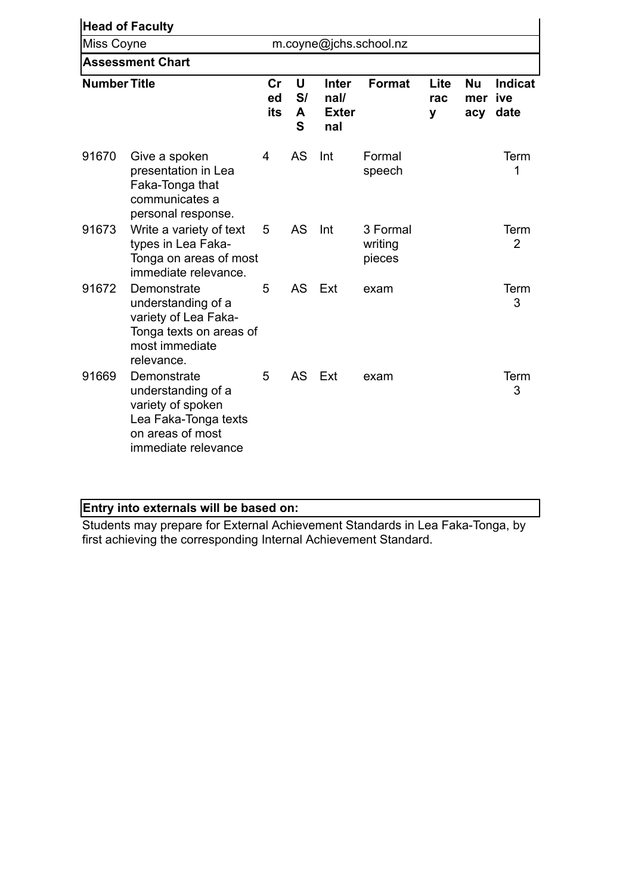**Head of Faculty**

Miss Coyne m.coyne@jchs.school.nz

**Assessment Chart**

| Number | Title | Credits | US/AS | Internal/External | Format | Literacy | Numeracy | Indicative date |
|---|---|---|---|---|---|---|---|---|
| 91670 | Give a spoken presentation in Lea Faka-Tonga that communicates a personal response. | 4 | AS | Int | Formal speech | | | Term 1 |
| 91673 | Write a variety of text types in Lea Faka-Tonga on areas of most immediate relevance. | 5 | AS | Int | 3 Formal writing pieces | | | Term 2 |
| 91672 | Demonstrate understanding of a variety of Lea Faka-Tonga texts on areas of most immediate relevance. | 5 | AS | Ext | exam | | | Term 3 |
| 91669 | Demonstrate understanding of a variety of spoken Lea Faka-Tonga texts on areas of most immediate relevance | 5 | AS | Ext | exam | | | Term 3 |

**Entry into externals will be based on:**

Students may prepare for External Achievement Standards in Lea Faka-Tonga, by first achieving the corresponding Internal Achievement Standard.